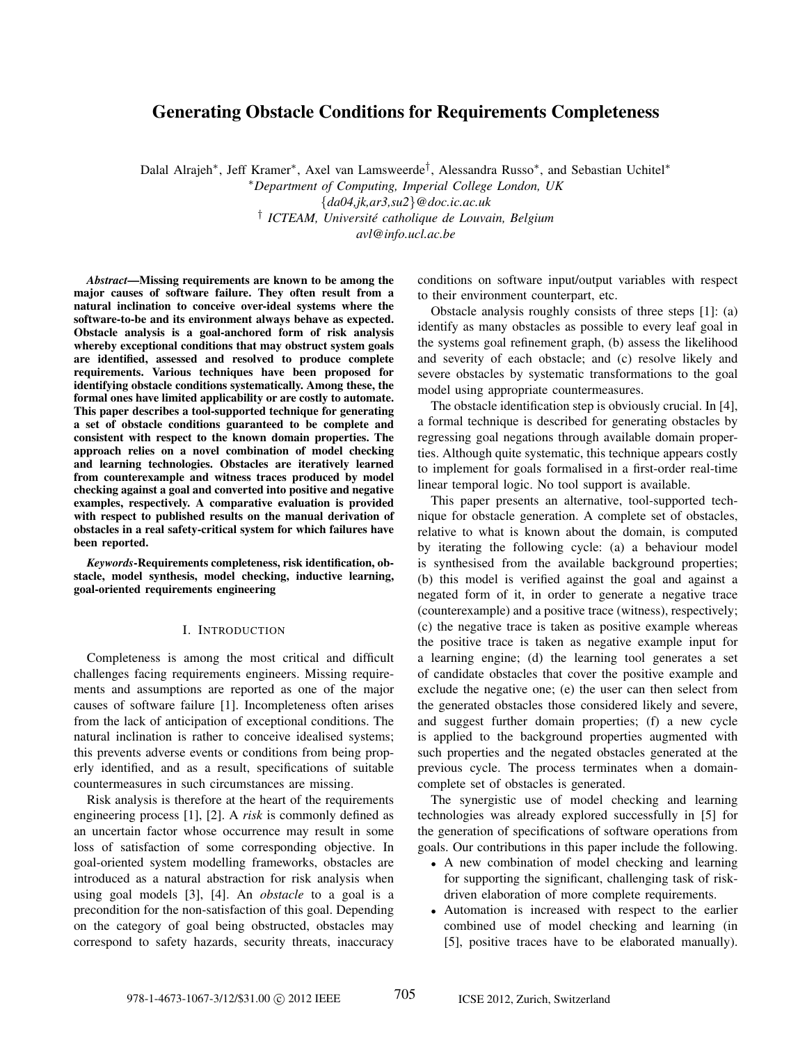# Generating Obstacle Conditions for Requirements Completeness

Dalal Alrajeh*, Jeff Kramer*, Axel van Lamsweerde†, Alessandra Russo*, and Sebastian Uchitel*

*Department of Computing, Imperial College London, UK
{da04,jk,ar3,su2}@doc.ic.ac.uk

† ICTEAM, Université catholique de Louvain, Belgium
avl@info.ucl.ac.be

***Abstract*—Missing requirements are known to be among the major causes of software failure. They often result from a natural inclination to conceive over-ideal systems where the software-to-be and its environment always behave as expected. Obstacle analysis is a goal-anchored form of risk analysis whereby exceptional conditions that may obstruct system goals are identified, assessed and resolved to produce complete requirements. Various techniques have been proposed for identifying obstacle conditions systematically. Among these, the formal ones have limited applicability or are costly to automate. This paper describes a tool-supported technique for generating a set of obstacle conditions guaranteed to be complete and consistent with respect to the known domain properties. The approach relies on a novel combination of model checking and learning technologies. Obstacles are iteratively learned from counterexample and witness traces produced by model checking against a goal and converted into positive and negative examples, respectively. A comparative evaluation is provided with respect to published results on the manual derivation of obstacles in a real safety-critical system for which failures have been reported.**

***Keywords*-Requirements completeness, risk identification, obstacle, model synthesis, model checking, inductive learning, goal-oriented requirements engineering**

## I. Introduction

Completeness is among the most critical and difficult challenges facing requirements engineers. Missing requirements and assumptions are reported as one of the major causes of software failure [1]. Incompleteness often arises from the lack of anticipation of exceptional conditions. The natural inclination is rather to conceive idealised systems; this prevents adverse events or conditions from being properly identified, and as a result, specifications of suitable countermeasures in such circumstances are missing.

Risk analysis is therefore at the heart of the requirements engineering process [1], [2]. A *risk* is commonly defined as an uncertain factor whose occurrence may result in some loss of satisfaction of some corresponding objective. In goal-oriented system modelling frameworks, obstacles are introduced as a natural abstraction for risk analysis when using goal models [3], [4]. An *obstacle* to a goal is a precondition for the non-satisfaction of this goal. Depending on the category of goal being obstructed, obstacles may correspond to safety hazards, security threats, inaccuracy conditions on software input/output variables with respect to their environment counterpart, etc.

Obstacle analysis roughly consists of three steps [1]: (a) identify as many obstacles as possible to every leaf goal in the systems goal refinement graph, (b) assess the likelihood and severity of each obstacle; and (c) resolve likely and severe obstacles by systematic transformations to the goal model using appropriate countermeasures.

The obstacle identification step is obviously crucial. In [4], a formal technique is described for generating obstacles by regressing goal negations through available domain properties. Although quite systematic, this technique appears costly to implement for goals formalised in a first-order real-time linear temporal logic. No tool support is available.

This paper presents an alternative, tool-supported technique for obstacle generation. A complete set of obstacles, relative to what is known about the domain, is computed by iterating the following cycle: (a) a behaviour model is synthesised from the available background properties; (b) this model is verified against the goal and against a negated form of it, in order to generate a negative trace (counterexample) and a positive trace (witness), respectively; (c) the negative trace is taken as positive example whereas the positive trace is taken as negative example input for a learning engine; (d) the learning tool generates a set of candidate obstacles that cover the positive example and exclude the negative one; (e) the user can then select from the generated obstacles those considered likely and severe, and suggest further domain properties; (f) a new cycle is applied to the background properties augmented with such properties and the negated obstacles generated at the previous cycle. The process terminates when a domain-complete set of obstacles is generated.

The synergistic use of model checking and learning technologies was already explored successfully in [5] for the generation of specifications of software operations from goals. Our contributions in this paper include the following.

- A new combination of model checking and learning for supporting the significant, challenging task of risk-driven elaboration of more complete requirements.
- Automation is increased with respect to the earlier combined use of model checking and learning (in [5], positive traces have to be elaborated manually).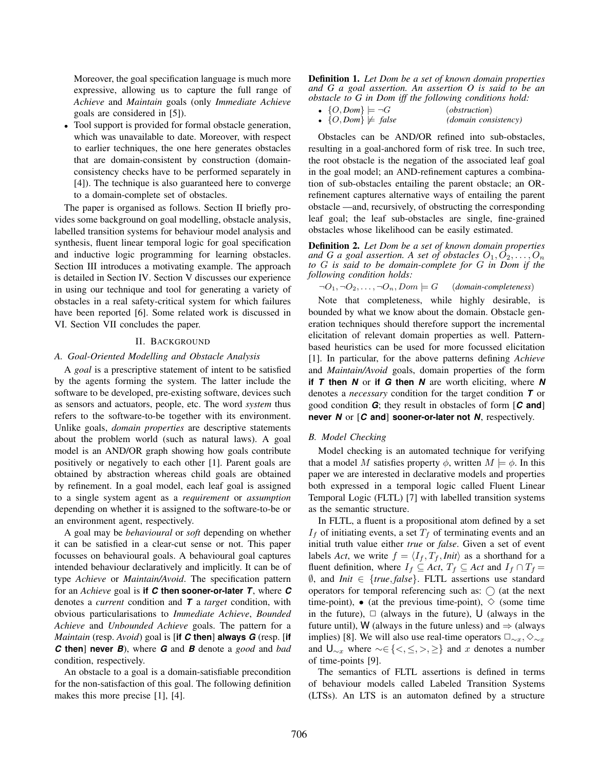Moreover, the goal specification language is much more expressive, allowing us to capture the full range of *Achieve* and *Maintain* goals (only *Immediate Achieve* goals are considered in [5]).

- Tool support is provided for formal obstacle generation, which was unavailable to date. Moreover, with respect to earlier techniques, the one here generates obstacles that are domain-consistent by construction (domain-consistency checks have to be performed separately in [4]). The technique is also guaranteed here to converge to a domain-complete set of obstacles.

The paper is organised as follows. Section II briefly provides some background on goal modelling, obstacle analysis, labelled transition systems for behaviour model analysis and synthesis, fluent linear temporal logic for goal specification and inductive logic programming for learning obstacles. Section III introduces a motivating example. The approach is detailed in Section IV. Section V discusses our experience in using our technique and tool for generating a variety of obstacles in a real safety-critical system for which failures have been reported [6]. Some related work is discussed in VI. Section VII concludes the paper.

## II. Background

### A. Goal-Oriented Modelling and Obstacle Analysis

A *goal* is a prescriptive statement of intent to be satisfied by the agents forming the system. The latter include the software to be developed, pre-existing software, devices such as sensors and actuators, people, etc. The word *system* thus refers to the software-to-be together with its environment. Unlike goals, *domain properties* are descriptive statements about the problem world (such as natural laws). A goal model is an AND/OR graph showing how goals contribute positively or negatively to each other [1]. Parent goals are obtained by abstraction whereas child goals are obtained by refinement. In a goal model, each leaf goal is assigned to a single system agent as a *requirement* or *assumption* depending on whether it is assigned to the software-to-be or an environment agent, respectively.

A goal may be *behavioural* or *soft* depending on whether it can be satisfied in a clear-cut sense or not. This paper focusses on behavioural goals. A behavioural goal captures intended behaviour declaratively and implicitly. It can be of type *Achieve* or *Maintain/Avoid*. The specification pattern for an *Achieve* goal is **if *C* then sooner-or-later *T***, where ***C*** denotes a *current* condition and ***T*** a *target* condition, with obvious particularisations to *Immediate Achieve*, *Bounded Achieve* and *Unbounded Achieve* goals. The pattern for a *Maintain* (resp. *Avoid*) goal is [**if *C* then**] **always *G*** (resp. [**if *C* then**] **never *B***), where ***G*** and ***B*** denote a *good* and *bad* condition, respectively.

An obstacle to a goal is a domain-satisfiable precondition for the non-satisfaction of this goal. The following definition makes this more precise [1], [4].

**Definition 1.** *Let Dom be a set of known domain properties and G a goal assertion. An assertion O is said to be an obstacle to G in Dom iff the following conditions hold:*

- $\{O, Dom\} \models \neg G$ (*obstruction*)
- $\{O, Dom\} \not\models false$ (*domain consistency*)

Obstacles can be AND/OR refined into sub-obstacles, resulting in a goal-anchored form of risk tree. In such tree, the root obstacle is the negation of the associated leaf goal in the goal model; an AND-refinement captures a combination of sub-obstacles entailing the parent obstacle; an OR-refinement captures alternative ways of entailing the parent obstacle —and, recursively, of obstructing the corresponding leaf goal; the leaf sub-obstacles are single, fine-grained obstacles whose likelihood can be easily estimated.

**Definition 2.** *Let Dom be a set of known domain properties and G a goal assertion. A set of obstacles $O_1, O_2, \ldots, O_n$ to $G$ is said to be domain-complete for $G$ in Dom if the following condition holds:*

$\neg O_1, \neg O_2, \ldots, \neg O_n, Dom \models G$ (*domain-completeness*)

Note that completeness, while highly desirable, is bounded by what we know about the domain. Obstacle generation techniques should therefore support the incremental elicitation of relevant domain properties as well. Pattern-based heuristics can be used for more focussed elicitation [1]. In particular, for the above patterns defining *Achieve* and *Maintain/Avoid* goals, domain properties of the form **if *T* then *N*** or **if *G* then *N*** are worth eliciting, where ***N*** denotes a *necessary* condition for the target condition ***T*** or good condition ***G***; they result in obstacles of form [***C*** **and**] **never *N*** or [***C*** **and**] **sooner-or-later not *N***, respectively.

### B. Model Checking

Model checking is an automated technique for verifying that a model $M$ satisfies property $\phi$, written $M \models \phi$. In this paper we are interested in declarative models and properties both expressed in a temporal logic called Fluent Linear Temporal Logic (FLTL) [7] with labelled transition systems as the semantic structure.

In FLTL, a fluent is a propositional atom defined by a set $I_f$ of initiating events, a set $T_f$ of terminating events and an initial truth value either *true* or *false*. Given a set of event labels *Act*, we write $f = \langle I_f, T_f, Init \rangle$ as a shorthand for a fluent definition, where $I_f \subseteq Act$, $T_f \subseteq Act$ and $I_f \cap T_f = \emptyset$, and $Init \in \{true, false\}$. FLTL assertions use standard operators for temporal referencing such as: $\bigcirc$ (at the next time-point), $\bullet$ (at the previous time-point), $\Diamond$ (some time in the future), $\Box$ (always in the future), $\mathsf{U}$ (always in the future until), $\mathsf{W}$ (always in the future unless) and $\Rightarrow$ (always implies) [8]. We will also use real-time operators $\Box_{\sim x}, \Diamond_{\sim x}$ and $\mathsf{U}_{\sim x}$ where $\sim \in \{<, \leq, >, \geq\}$ and $x$ denotes a number of time-points [9].

The semantics of FLTL assertions is defined in terms of behaviour models called Labeled Transition Systems (LTSs). An LTS is an automaton defined by a structure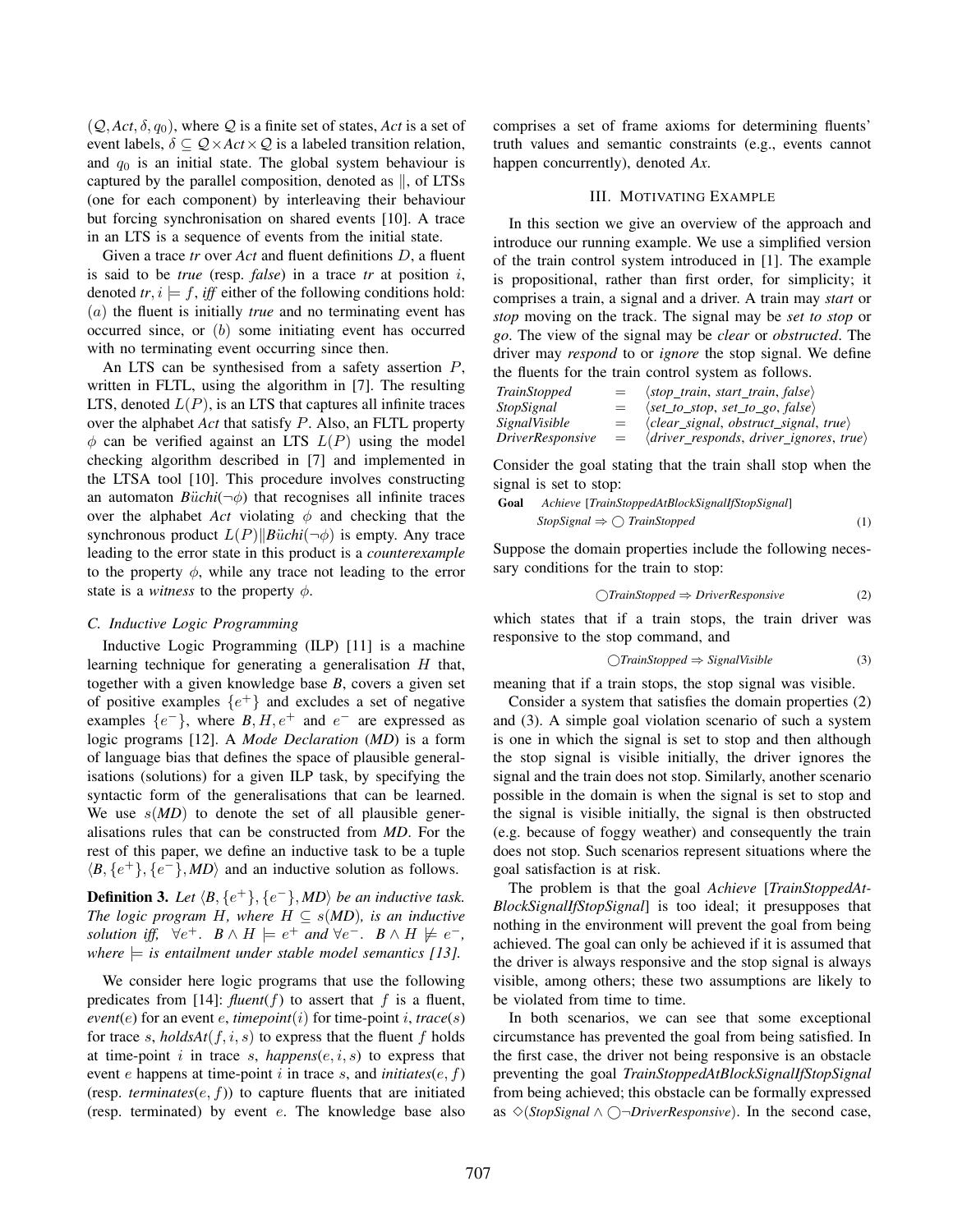$(\mathcal{Q}, Act, \delta, q_0)$, where $\mathcal{Q}$ is a finite set of states, *Act* is a set of event labels, $\delta \subseteq \mathcal{Q} \times Act \times \mathcal{Q}$ is a labeled transition relation, and $q_0$ is an initial state. The global system behaviour is captured by the parallel composition, denoted as $\|$, of LTSs (one for each component) by interleaving their behaviour but forcing synchronisation on shared events [10]. A trace in an LTS is a sequence of events from the initial state.

Given a trace *tr* over *Act* and fluent definitions $D$, a fluent is said to be *true* (resp. *false*) in a trace *tr* at position $i$, denoted $tr, i \models f$, *iff* either of the following conditions hold: $(a)$ the fluent is initially *true* and no terminating event has occurred since, or $(b)$ some initiating event has occurred with no terminating event occurring since then.

An LTS can be synthesised from a safety assertion $P$, written in FLTL, using the algorithm in [7]. The resulting LTS, denoted $L(P)$, is an LTS that captures all infinite traces over the alphabet *Act* that satisfy $P$. Also, an FLTL property $\phi$ can be verified against an LTS $L(P)$ using the model checking algorithm described in [7] and implemented in the LTSA tool [10]. This procedure involves constructing an automaton $B\ddot{u}chi(\neg\phi)$ that recognises all infinite traces over the alphabet *Act* violating $\phi$ and checking that the synchronous product $L(P) \| B\ddot{u}chi(\neg\phi)$ is empty. Any trace leading to the error state in this product is a *counterexample* to the property $\phi$, while any trace not leading to the error state is a *witness* to the property $\phi$.

### C. Inductive Logic Programming

Inductive Logic Programming (ILP) [11] is a machine learning technique for generating a generalisation $H$ that, together with a given knowledge base *B*, covers a given set of positive examples $\{e^+\}$ and excludes a set of negative examples $\{e^-\}$, where $B, H, e^+$ and $e^-$ are expressed as logic programs [12]. A *Mode Declaration* (*MD*) is a form of language bias that defines the space of plausible generalisations (solutions) for a given ILP task, by specifying the syntactic form of the generalisations that can be learned. We use $s(MD)$ to denote the set of all plausible generalisations rules that can be constructed from *MD*. For the rest of this paper, we define an inductive task to be a tuple $\langle B, \{e^+\}, \{e^-\}, MD \rangle$ and an inductive solution as follows.

**Definition 3.** *Let $\langle B, \{e^+\}, \{e^-\}, MD \rangle$ be an inductive task. The logic program $H$, where $H \subseteq s(MD)$, is an inductive solution iff, $\forall e^+.\ B \wedge H \models e^+$ and $\forall e^-.\ B \wedge H \not\models e^-$, where $\models$ is entailment under stable model semantics [13].*

We consider here logic programs that use the following predicates from [14]: *fluent*$(f)$ to assert that $f$ is a fluent, *event*$(e)$ for an event $e$, *timepoint*$(i)$ for time-point $i$, *trace*$(s)$ for trace $s$, *holdsAt*$(f, i, s)$ to express that the fluent $f$ holds at time-point $i$ in trace $s$, *happens*$(e, i, s)$ to express that event $e$ happens at time-point $i$ in trace $s$, and *initiates*$(e, f)$ (resp. *terminates*$(e, f)$) to capture fluents that are initiated (resp. terminated) by event $e$. The knowledge base also comprises a set of frame axioms for determining fluents' truth values and semantic constraints (e.g., events cannot happen concurrently), denoted *Ax*.

## III. Motivating Example

In this section we give an overview of the approach and introduce our running example. We use a simplified version of the train control system introduced in [1]. The example is propositional, rather than first order, for simplicity; it comprises a train, a signal and a driver. A train may *start* or *stop* moving on the track. The signal may be *set to stop* or *go*. The view of the signal may be *clear* or *obstructed*. The driver may *respond* to or *ignore* the stop signal. We define the fluents for the train control system as follows.

| | | |
|---|---|---|
| *TrainStopped* | = | ⟨*stop_train*, *start_train*, *false*⟩ |
| *StopSignal* | = | ⟨*set_to_stop*, *set_to_go*, *false*⟩ |
| *SignalVisible* | = | ⟨*clear_signal*, *obstruct_signal*, *true*⟩ |
| *DriverResponsive* | = | ⟨*driver_responds*, *driver_ignores*, *true*⟩ |

Consider the goal stating that the train shall stop when the signal is set to stop:

**Goal** *Achieve* [*TrainStoppedAtBlockSignalIfStopSignal*]

$$StopSignal \Rightarrow \bigcirc\, TrainStopped \tag{1}$$

Suppose the domain properties include the following necessary conditions for the train to stop:

$$\bigcirc TrainStopped \Rightarrow DriverResponsive \tag{2}$$

which states that if a train stops, the train driver was responsive to the stop command, and

$$\bigcirc TrainStopped \Rightarrow SignalVisible \tag{3}$$

meaning that if a train stops, the stop signal was visible.

Consider a system that satisfies the domain properties (2) and (3). A simple goal violation scenario of such a system is one in which the signal is set to stop and then although the stop signal is visible initially, the driver ignores the signal and the train does not stop. Similarly, another scenario possible in the domain is when the signal is set to stop and the signal is visible initially, the signal is then obstructed (e.g. because of foggy weather) and consequently the train does not stop. Such scenarios represent situations where the goal satisfaction is at risk.

The problem is that the goal *Achieve* [*TrainStoppedAtBlockSignalIfStopSignal*] is too ideal; it presupposes that nothing in the environment will prevent the goal from being achieved. The goal can only be achieved if it is assumed that the driver is always responsive and the stop signal is always visible, among others; these two assumptions are likely to be violated from time to time.

In both scenarios, we can see that some exceptional circumstance has prevented the goal from being satisfied. In the first case, the driver not being responsive is an obstacle preventing the goal *TrainStoppedAtBlockSignalIfStopSignal* from being achieved; this obstacle can be formally expressed as $\Diamond(StopSignal \wedge \bigcirc\neg DriverResponsive)$. In the second case,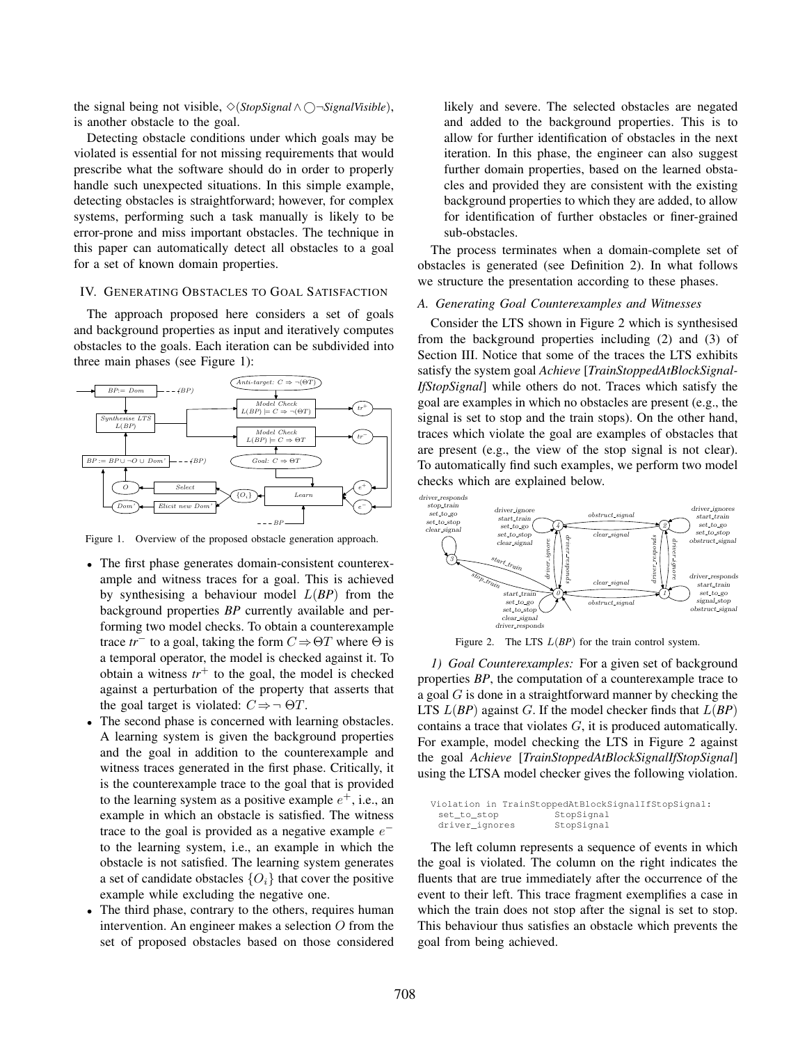the signal being not visible, $\Diamond(\mathit{StopSignal} \wedge \bigcirc\neg\mathit{SignalVisible})$, is another obstacle to the goal.

Detecting obstacle conditions under which goals may be violated is essential for not missing requirements that would prescribe what the software should do in order to properly handle such unexpected situations. In this simple example, detecting obstacles is straightforward; however, for complex systems, performing such a task manually is likely to be error-prone and miss important obstacles. The technique in this paper can automatically detect all obstacles to a goal for a set of known domain properties.

## IV. Generating Obstacles to Goal Satisfaction

The approach proposed here considers a set of goals and background properties as input and iteratively computes obstacles to the goals. Each iteration can be subdivided into three main phases (see Figure 1):

Figure 1. Overview of the proposed obstacle generation approach.

- The first phase generates domain-consistent counterexample and witness traces for a goal. This is achieved by synthesising a behaviour model $L(\mathit{BP})$ from the background properties *BP* currently available and performing two model checks. To obtain a counterexample trace $tr^-$ to a goal, taking the form $C \Rightarrow \Theta T$ where $\Theta$ is a temporal operator, the model is checked against it. To obtain a witness $tr^+$ to the goal, the model is checked against a perturbation of the property that asserts that the goal target is violated: $C \Rightarrow \neg\, \Theta T$.
- The second phase is concerned with learning obstacles. A learning system is given the background properties and the goal in addition to the counterexample and witness traces generated in the first phase. Critically, it is the counterexample trace to the goal that is provided to the learning system as a positive example $e^+$, i.e., an example in which an obstacle is satisfied. The witness trace to the goal is provided as a negative example $e^-$ to the learning system, i.e., an example in which the obstacle is not satisfied. The learning system generates a set of candidate obstacles $\{O_i\}$ that cover the positive example while excluding the negative one.
- The third phase, contrary to the others, requires human intervention. An engineer makes a selection $O$ from the set of proposed obstacles based on those considered likely and severe. The selected obstacles are negated and added to the background properties. This is to allow for further identification of obstacles in the next iteration. In this phase, the engineer can also suggest further domain properties, based on the learned obstacles and provided they are consistent with the existing background properties to which they are added, to allow for identification of further obstacles or finer-grained sub-obstacles.

The process terminates when a domain-complete set of obstacles is generated (see Definition 2). In what follows we structure the presentation according to these phases.

### A. Generating Goal Counterexamples and Witnesses

Consider the LTS shown in Figure 2 which is synthesised from the background properties including (2) and (3) of Section III. Notice that some of the traces the LTS exhibits satisfy the system goal *Achieve* [*TrainStoppedAtBlockSignalIfStopSignal*] while others do not. Traces which satisfy the goal are examples in which no obstacles are present (e.g., the signal is set to stop and the train stops). On the other hand, traces which violate the goal are examples of obstacles that are present (e.g., the view of the stop signal is not clear). To automatically find such examples, we perform two model checks which are explained below.

Figure 2. The LTS $L(\mathit{BP})$ for the train control system.

#### 1) Goal Counterexamples:

For a given set of background properties *BP*, the computation of a counterexample trace to a goal $G$ is done in a straightforward manner by checking the LTS $L(\mathit{BP})$ against $G$. If the model checker finds that $L(\mathit{BP})$ contains a trace that violates $G$, it is produced automatically. For example, model checking the LTS in Figure 2 against the goal *Achieve* [*TrainStoppedAtBlockSignalIfStopSignal*] using the LTSA model checker gives the following violation.

```
Violation in TrainStoppedAtBlockSignalIfStopSignal:
  set_to_stop          StopSignal
  driver_ignores       StopSignal
```

The left column represents a sequence of events in which the goal is violated. The column on the right indicates the fluents that are true immediately after the occurrence of the event to their left. This trace fragment exemplifies a case in which the train does not stop after the signal is set to stop. This behaviour thus satisfies an obstacle which prevents the goal from being achieved.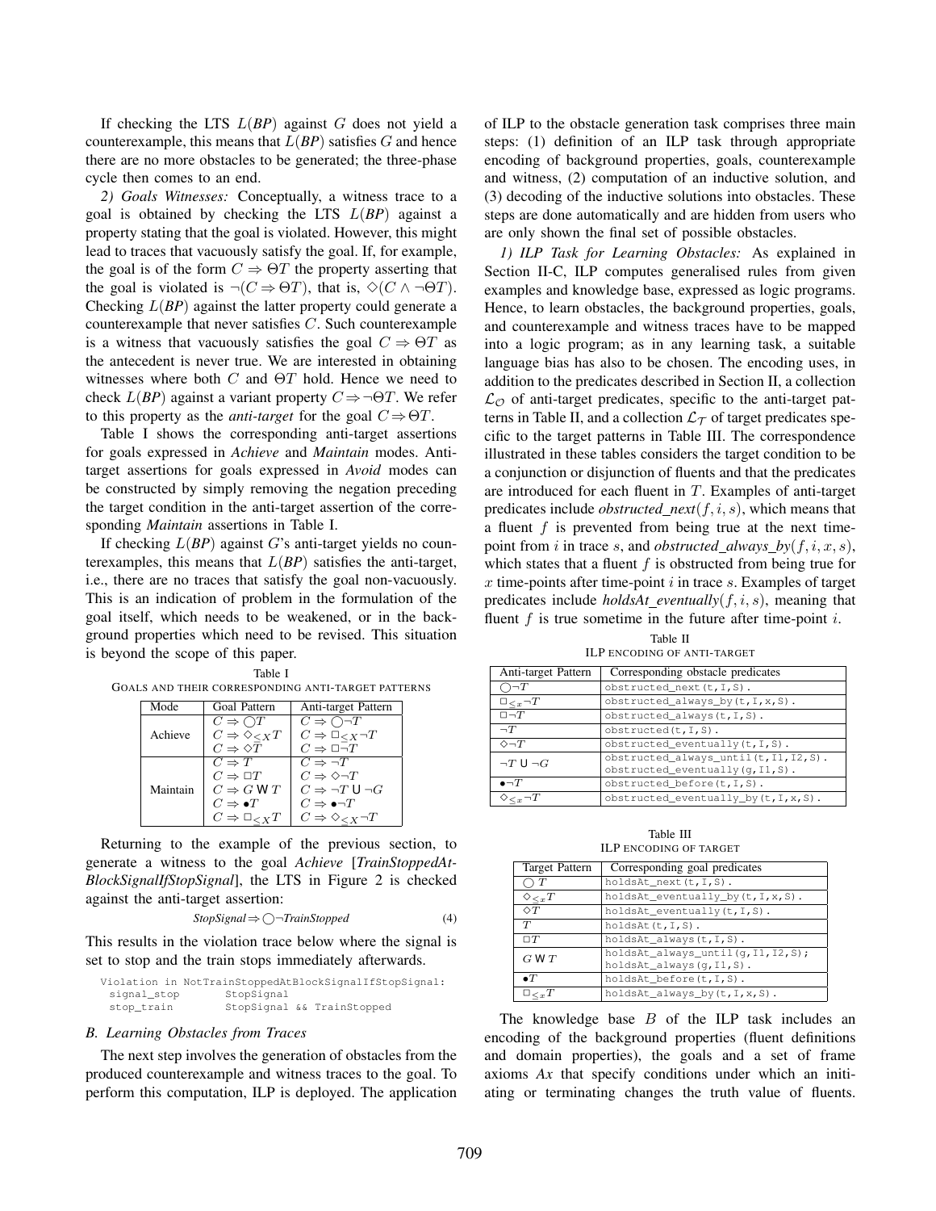If checking the LTS $L(BP)$ against $G$ does not yield a counterexample, this means that $L(BP)$ satisfies $G$ and hence there are no more obstacles to be generated; the three-phase cycle then comes to an end.

*2) Goals Witnesses:* Conceptually, a witness trace to a goal is obtained by checking the LTS $L(BP)$ against a property stating that the goal is violated. However, this might lead to traces that vacuously satisfy the goal. If, for example, the goal is of the form $C \Rightarrow \Theta T$ the property asserting that the goal is violated is $\neg(C \Rightarrow \Theta T)$, that is, $\diamond(C \wedge \neg\Theta T)$. Checking $L(BP)$ against the latter property could generate a counterexample that never satisfies $C$. Such counterexample is a witness that vacuously satisfies the goal $C \Rightarrow \Theta T$ as the antecedent is never true. We are interested in obtaining witnesses where both $C$ and $\Theta T$ hold. Hence we need to check $L(BP)$ against a variant property $C \Rightarrow \neg\Theta T$. We refer to this property as the *anti-target* for the goal $C \Rightarrow \Theta T$.

Table I shows the corresponding anti-target assertions for goals expressed in *Achieve* and *Maintain* modes. Anti-target assertions for goals expressed in *Avoid* modes can be constructed by simply removing the negation preceding the target condition in the anti-target assertion of the corresponding *Maintain* assertions in Table I.

If checking $L(BP)$ against $G$'s anti-target yields no counterexamples, this means that $L(BP)$ satisfies the anti-target, i.e., there are no traces that satisfy the goal non-vacuously. This is an indication of problem in the formulation of the goal itself, which needs to be weakened, or in the background properties which need to be revised. This situation is beyond the scope of this paper.

Table I
GOALS AND THEIR CORRESPONDING ANTI-TARGET PATTERNS

| Mode | Goal Pattern | Anti-target Pattern |
|---|---|---|
| Achieve | $C \Rightarrow \bigcirc T$ | $C \Rightarrow \bigcirc\neg T$ |
| | $C \Rightarrow \diamond_{\leq X} T$ | $C \Rightarrow \square_{\leq X}\neg T$ |
| | $C \Rightarrow \diamond T$ | $C \Rightarrow \square\neg T$ |
| Maintain | $C \Rightarrow T$ | $C \Rightarrow \neg T$ |
| | $C \Rightarrow \square T$ | $C \Rightarrow \diamond\neg T$ |
| | $C \Rightarrow G \mathsf{W} T$ | $C \Rightarrow \neg T \mathsf{U} \neg G$ |
| | $C \Rightarrow \bullet T$ | $C \Rightarrow \bullet\neg T$ |
| | $C \Rightarrow \square_{\leq X} T$ | $C \Rightarrow \diamond_{\leq X}\neg T$ |

Returning to the example of the previous section, to generate a witness to the goal *Achieve* [*TrainStoppedAtBlockSignalIfStopSignal*], the LTS in Figure 2 is checked against the anti-target assertion:

$$StopSignal \Rightarrow \bigcirc\neg TrainStopped \quad (4)$$

This results in the violation trace below where the signal is set to stop and the train stops immediately afterwards.

```
Violation in NotTrainStoppedAtBlockSignalIfStopSignal:
  signal_stop       StopSignal
  stop_train        StopSignal && TrainStopped
```

### B. Learning Obstacles from Traces

The next step involves the generation of obstacles from the produced counterexample and witness traces to the goal. To perform this computation, ILP is deployed. The application of ILP to the obstacle generation task comprises three main steps: (1) definition of an ILP task through appropriate encoding of background properties, goals, counterexample and witness, (2) computation of an inductive solution, and (3) decoding of the inductive solutions into obstacles. These steps are done automatically and are hidden from users who are only shown the final set of possible obstacles.

*1) ILP Task for Learning Obstacles:* As explained in Section II-C, ILP computes generalised rules from given examples and knowledge base, expressed as logic programs. Hence, to learn obstacles, the background properties, goals, and counterexample and witness traces have to be mapped into a logic program; as in any learning task, a suitable language bias has also to be chosen. The encoding uses, in addition to the predicates described in Section II, a collection $\mathcal{L}_{\mathcal{O}}$ of anti-target predicates, specific to the anti-target patterns in Table II, and a collection $\mathcal{L}_{\mathcal{T}}$ of target predicates specific to the target patterns in Table III. The correspondence illustrated in these tables considers the target condition to be a conjunction or disjunction of fluents and that the predicates are introduced for each fluent in $T$. Examples of anti-target predicates include *obstructed_next*$(f, i, s)$, which means that a fluent $f$ is prevented from being true at the next time-point from $i$ in trace $s$, and *obstructed_always_by*$(f, i, x, s)$, which states that a fluent $f$ is obstructed from being true for $x$ time-points after time-point $i$ in trace $s$. Examples of target predicates include *holdsAt_eventually*$(f, i, s)$, meaning that fluent $f$ is true sometime in the future after time-point $i$.

Table II
ILP ENCODING OF ANTI-TARGET

| Anti-target Pattern | Corresponding obstacle predicates |
|---|---|
| $\bigcirc\neg T$ | `obstructed_next(t,I,S).` |
| $\square_{\leq x}\neg T$ | `obstructed_always_by(t,I,x,S).` |
| $\square\neg T$ | `obstructed_always(t,I,S).` |
| $\neg T$ | `obstructed(t,I,S).` |
| $\diamond\neg T$ | `obstructed_eventually(t,I,S).` |
| $\neg T \mathsf{U} \neg G$ | `obstructed_always_until(t,I1,I2,S).` `obstructed_eventually(g,I1,S).` |
| $\bullet\neg T$ | `obstructed_before(t,I,S).` |
| $\diamond_{\leq x}\neg T$ | `obstructed_eventually_by(t,I,x,S).` |

Table III
ILP ENCODING OF TARGET

| Target Pattern | Corresponding goal predicates |
|---|---|
| $\bigcirc T$ | `holdsAt_next(t,I,S).` |
| $\diamond_{\leq x} T$ | `holdsAt_eventually_by(t,I,x,S).` |
| $\diamond T$ | `holdsAt_eventually(t,I,S).` |
| $T$ | `holdsAt(t,I,S).` |
| $\square T$ | `holdsAt_always(t,I,S).` |
| $G \mathsf{W} T$ | `holdsAt_always_until(g,I1,I2,S);` `holdsAt_always(g,I1,S).` |
| $\bullet T$ | `holdsAt_before(t,I,S).` |
| $\square_{\leq x} T$ | `holdsAt_always_by(t,I,x,S).` |

The knowledge base $B$ of the ILP task includes an encoding of the background properties (fluent definitions and domain properties), the goals and a set of frame axioms *Ax* that specify conditions under which an initiating or terminating changes the truth value of fluents.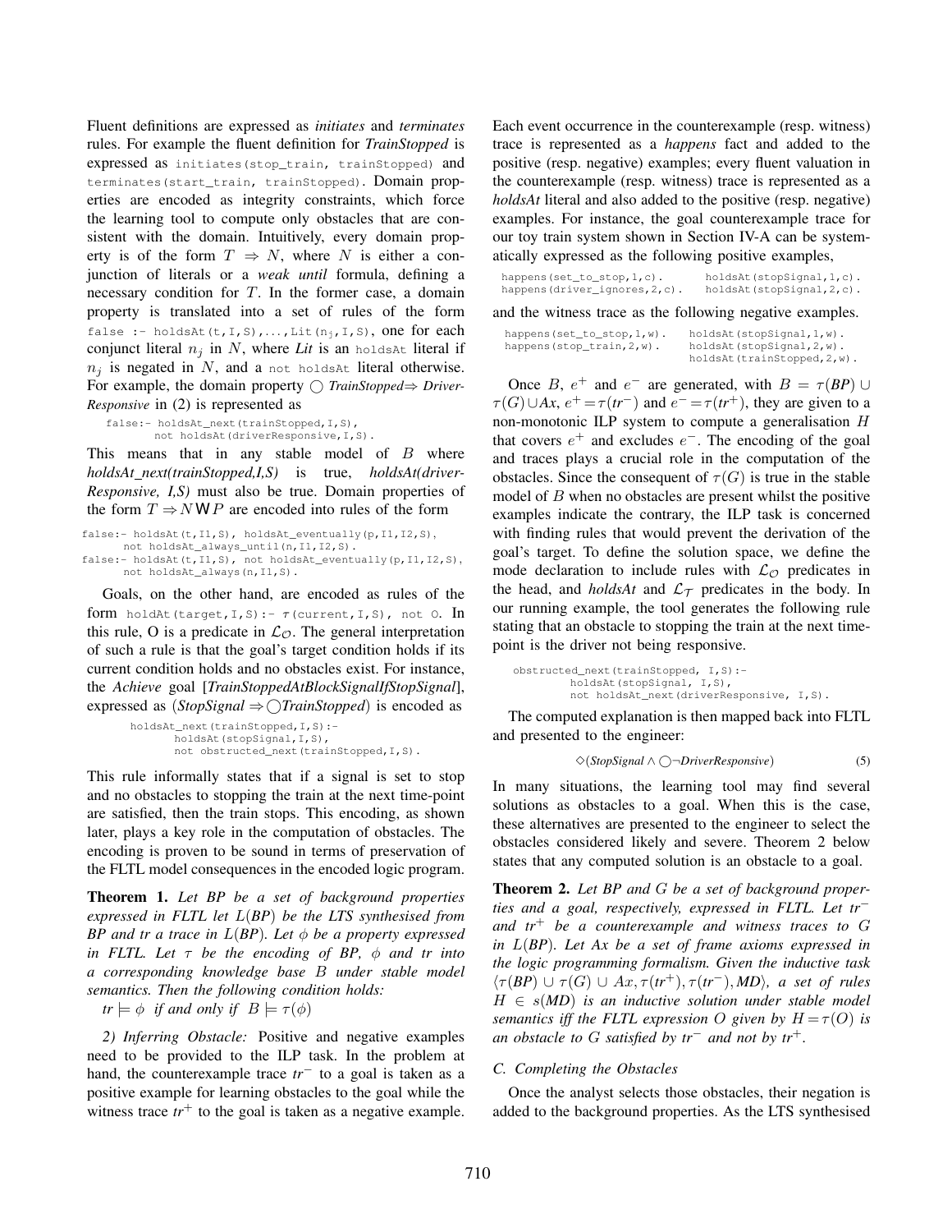Fluent definitions are expressed as *initiates* and *terminates* rules. For example the fluent definition for *TrainStopped* is expressed as `initiates(stop_train, trainStopped)` and `terminates(start_train, trainStopped)`. Domain properties are encoded as integrity constraints, which force the learning tool to compute only obstacles that are consistent with the domain. Intuitively, every domain property is of the form $T \Rightarrow N$, where $N$ is either a conjunction of literals or a *weak until* formula, defining a necessary condition for $T$. In the former case, a domain property is translated into a set of rules of the form `false :- holdsAt(t,I,S),...,Lit(n_j,I,S)`, one for each conjunct literal $n_j$ in $N$, where *Lit* is an `holdsAt` literal if $n_j$ is negated in $N$, and a `not holdsAt` literal otherwise. For example, the domain property $\bigcirc$ *TrainStopped*$\Rightarrow$ *DriverResponsive* in (2) is represented as

```
false:- holdsAt_next(trainStopped,I,S),
        not holdsAt(driverResponsive,I,S).
```

This means that in any stable model of $B$ where *holdsAt_next(trainStopped,I,S)* is true, *holdsAt(driverResponsive, I,S)* must also be true. Domain properties of the form $T \Rightarrow N \mathsf{W} P$ are encoded into rules of the form

```
false:- holdsAt(t,I1,S), holdsAt_eventually(p,I1,I2,S),
      not holdsAt_always_until(n,I1,I2,S).
false:- holdsAt(t,I1,S), not holdsAt_eventually(p,I1,I2,S),
      not holdsAt_always(n,I1,S).
```

Goals, on the other hand, are encoded as rules of the form `holdAt(target,I,S):-` $\tau$`(current,I,S), not O`. In this rule, O is a predicate in $\mathcal{L}_{\mathcal{O}}$. The general interpretation of such a rule is that the goal's target condition holds if its current condition holds and no obstacles exist. For instance, the *Achieve* goal [*TrainStoppedAtBlockSignalIfStopSignal*], expressed as $(\textit{StopSignal} \Rightarrow \bigcirc \textit{TrainStopped})$ is encoded as

```
holdsAt_next(trainStopped,I,S):-
      holdsAt(stopSignal,I,S),
      not obstructed_next(trainStopped,I,S).
```

This rule informally states that if a signal is set to stop and no obstacles to stopping the train at the next time-point are satisfied, then the train stops. This encoding, as shown later, plays a key role in the computation of obstacles. The encoding is proven to be sound in terms of preservation of the FLTL model consequences in the encoded logic program.

**Theorem 1.** *Let BP be a set of background properties expressed in FLTL let $L(BP)$ be the LTS synthesised from BP and tr a trace in $L(BP)$. Let $\phi$ be a property expressed in FLTL. Let $\tau$ be the encoding of BP, $\phi$ and tr into a corresponding knowledge base $B$ under stable model semantics. Then the following condition holds:*

$tr \models \phi$ *if and only if* $B \models \tau(\phi)$

*2) Inferring Obstacle:* Positive and negative examples need to be provided to the ILP task. In the problem at hand, the counterexample trace $tr^-$ to a goal is taken as a positive example for learning obstacles to the goal while the witness trace $tr^+$ to the goal is taken as a negative example. Each event occurrence in the counterexample (resp. witness) trace is represented as a *happens* fact and added to the positive (resp. negative) examples; every fluent valuation in the counterexample (resp. witness) trace is represented as a *holdsAt* literal and also added to the positive (resp. negative) examples. For instance, the goal counterexample trace for our toy train system shown in Section IV-A can be systematically expressed as the following positive examples,

```
happens(set_to_stop,1,c).       holdsAt(stopSignal,1,c).
happens(driver_ignores,2,c).    holdsAt(stopSignal,2,c).
```

and the witness trace as the following negative examples.

```
happens(set_to_stop,1,w).    holdsAt(stopSignal,1,w).
happens(stop_train,2,w).     holdsAt(stopSignal,2,w).
                             holdsAt(trainStopped,2,w).
```

Once $B$, $e^+$ and $e^-$ are generated, with $B = \tau(BP) \cup \tau(G) \cup Ax$, $e^+ = \tau(tr^-)$ and $e^- = \tau(tr^+)$, they are given to a non-monotonic ILP system to compute a generalisation $H$ that covers $e^+$ and excludes $e^-$. The encoding of the goal and traces plays a crucial role in the computation of the obstacles. Since the consequent of $\tau(G)$ is true in the stable model of $B$ when no obstacles are present whilst the positive examples indicate the contrary, the ILP task is concerned with finding rules that would prevent the derivation of the goal's target. To define the solution space, we define the mode declaration to include rules with $\mathcal{L}_{\mathcal{O}}$ predicates in the head, and *holdsAt* and $\mathcal{L}_{\mathcal{T}}$ predicates in the body. In our running example, the tool generates the following rule stating that an obstacle to stopping the train at the next time-point is the driver not being responsive.

```
obstructed_next(trainStopped, I,S):-
      holdsAt(stopSignal, I,S),
      not holdsAt_next(driverResponsive, I,S).
```

The computed explanation is then mapped back into FLTL and presented to the engineer:

$$\Diamond(\textit{StopSignal} \wedge \bigcirc\neg\textit{DriverResponsive}) \tag{5}$$

In many situations, the learning tool may find several solutions as obstacles to a goal. When this is the case, these alternatives are presented to the engineer to select the obstacles considered likely and severe. Theorem 2 below states that any computed solution is an obstacle to a goal.

**Theorem 2.** *Let BP and $G$ be a set of background properties and a goal, respectively, expressed in FLTL. Let $tr^-$ and $tr^+$ be a counterexample and witness traces to $G$ in $L(BP)$. Let $Ax$ be a set of frame axioms expressed in the logic programming formalism. Given the inductive task $\langle \tau(BP) \cup \tau(G) \cup Ax, \tau(tr^+), \tau(tr^-), MD\rangle$, a set of rules $H \in s(MD)$ is an inductive solution under stable model semantics iff the FLTL expression $O$ given by $H = \tau(O)$ is an obstacle to $G$ satisfied by $tr^-$ and not by $tr^+$.*

### C. Completing the Obstacles

Once the analyst selects those obstacles, their negation is added to the background properties. As the LTS synthesised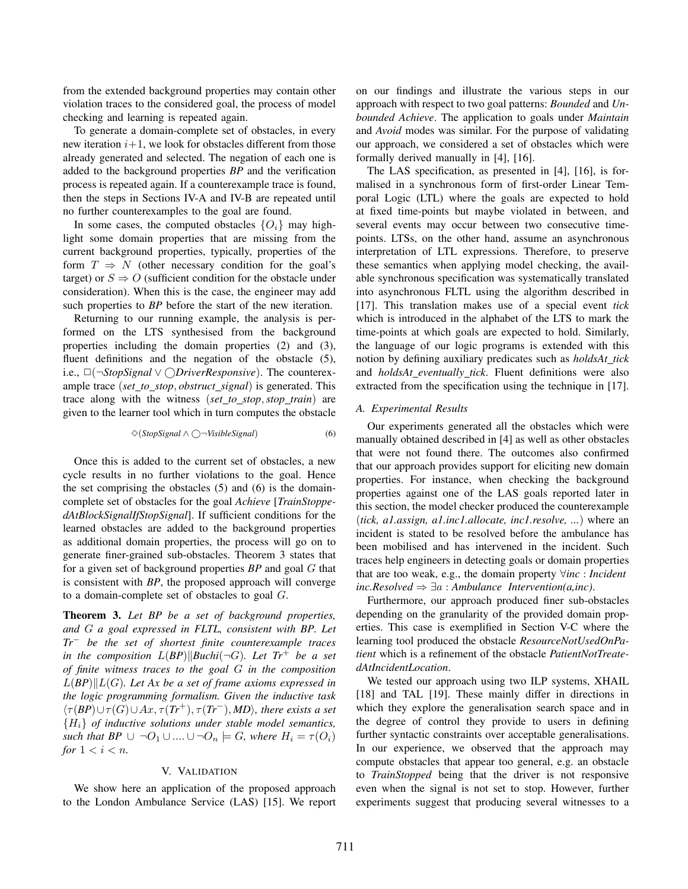from the extended background properties may contain other violation traces to the considered goal, the process of model checking and learning is repeated again.

To generate a domain-complete set of obstacles, in every new iteration $i+1$, we look for obstacles different from those already generated and selected. The negation of each one is added to the background properties *BP* and the verification process is repeated again. If a counterexample trace is found, then the steps in Sections IV-A and IV-B are repeated until no further counterexamples to the goal are found.

In some cases, the computed obstacles $\{O_i\}$ may highlight some domain properties that are missing from the current background properties, typically, properties of the form $T \Rightarrow N$ (other necessary condition for the goal's target) or $S \Rightarrow O$ (sufficient condition for the obstacle under consideration). When this is the case, the engineer may add such properties to *BP* before the start of the new iteration.

Returning to our running example, the analysis is performed on the LTS synthesised from the background properties including the domain properties (2) and (3), fluent definitions and the negation of the obstacle (5), i.e., $\square(\neg \mathit{StopSignal} \vee \bigcirc \mathit{DriverResponsive})$. The counterexample trace $(\mathit{set\_to\_stop}, \mathit{obstruct\_signal})$ is generated. This trace along with the witness $(\mathit{set\_to\_stop}, \mathit{stop\_train})$ are given to the learner tool which in turn computes the obstacle

$$\Diamond(\mathit{StopSignal} \wedge \bigcirc \neg \mathit{VisibleSignal}) \tag{6}$$

Once this is added to the current set of obstacles, a new cycle results in no further violations to the goal. Hence the set comprising the obstacles (5) and (6) is the domain-complete set of obstacles for the goal *Achieve* [*TrainStoppedAtBlockSignalIfStopSignal*]. If sufficient conditions for the learned obstacles are added to the background properties as additional domain properties, the process will go on to generate finer-grained sub-obstacles. Theorem 3 states that for a given set of background properties *BP* and goal $G$ that is consistent with *BP*, the proposed approach will converge to a domain-complete set of obstacles to goal $G$.

**Theorem 3.** *Let BP be a set of background properties, and $G$ a goal expressed in FLTL, consistent with BP. Let $Tr^-$ be the set of shortest finite counterexample traces in the composition $L(BP) \| Buchi(\neg G)$. Let $Tr^+$ be a set of finite witness traces to the goal $G$ in the composition $L(BP) \| L(G)$. Let $Ax$ be a set of frame axioms expressed in the logic programming formalism. Given the inductive task $\langle \tau(BP) \cup \tau(G) \cup Ax, \tau(Tr^+), \tau(Tr^-), MD \rangle$, there exists a set $\{H_i\}$ of inductive solutions under stable model semantics, such that $BP \cup \neg O_1 \cup \ldots \cup \neg O_n \models G$, where $H_i = \tau(O_i)$ for $1 < i < n$.*

## V. Validation

We show here an application of the proposed approach to the London Ambulance Service (LAS) [15]. We report on our findings and illustrate the various steps in our approach with respect to two goal patterns: *Bounded* and *Unbounded Achieve*. The application to goals under *Maintain* and *Avoid* modes was similar. For the purpose of validating our approach, we considered a set of obstacles which were formally derived manually in [4], [16].

The LAS specification, as presented in [4], [16], is formalised in a synchronous form of first-order Linear Temporal Logic (LTL) where the goals are expected to hold at fixed time-points but maybe violated in between, and several events may occur between two consecutive time-points. LTSs, on the other hand, assume an asynchronous interpretation of LTL expressions. Therefore, to preserve these semantics when applying model checking, the available synchronous specification was systematically translated into asynchronous FLTL using the algorithm described in [17]. This translation makes use of a special event *tick* which is introduced in the alphabet of the LTS to mark the time-points at which goals are expected to hold. Similarly, the language of our logic programs is extended with this notion by defining auxiliary predicates such as *holdsAt_tick* and *holdsAt_eventually_tick*. Fluent definitions were also extracted from the specification using the technique in [17].

### A. Experimental Results

Our experiments generated all the obstacles which were manually obtained described in [4] as well as other obstacles that were not found there. The outcomes also confirmed that our approach provides support for eliciting new domain properties. For instance, when checking the background properties against one of the LAS goals reported later in this section, the model checker produced the counterexample $\langle$*tick, a1.assign, a1.inc1.allocate, inc1.resolve, ...*$\rangle$ where an incident is stated to be resolved before the ambulance has been mobilised and has intervened in the incident. Such traces help engineers in detecting goals or domain properties that are too weak, e.g., the domain property $\forall inc : \mathit{Incident}$ *inc.Resolved* $\Rightarrow \exists a : \mathit{Ambulance}$ *Intervention(a,inc)*.

Furthermore, our approach produced finer sub-obstacles depending on the granularity of the provided domain properties. This case is exemplified in Section V-C where the learning tool produced the obstacle *ResourceNotUsedOnPatient* which is a refinement of the obstacle *PatientNotTreatedAtIncidentLocation*.

We tested our approach using two ILP systems, XHAIL [18] and TAL [19]. These mainly differ in directions in which they explore the generalisation search space and in the degree of control they provide to users in defining further syntactic constraints over acceptable generalisations. In our experience, we observed that the approach may compute obstacles that appear too general, e.g. an obstacle to *TrainStopped* being that the driver is not responsive even when the signal is not set to stop. However, further experiments suggest that producing several witnesses to a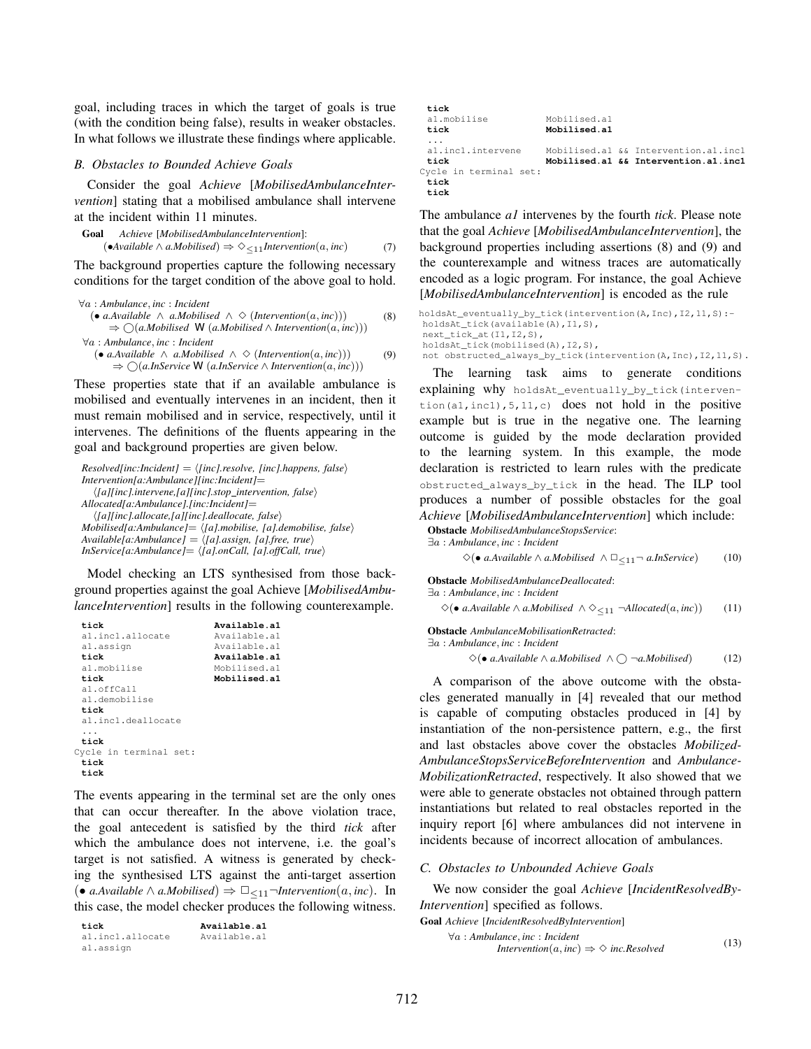goal, including traces in which the target of goals is true (with the condition being false), results in weaker obstacles. In what follows we illustrate these findings where applicable.

### B. Obstacles to Bounded Achieve Goals

Consider the goal *Achieve* [*MobilisedAmbulanceIntervention*] stating that a mobilised ambulance shall intervene at the incident within 11 minutes.

**Goal** *Achieve* [*MobilisedAmbulanceIntervention*]:

$$(\bullet Available \wedge a.Mobilised) \Rightarrow \Diamond_{\leq 11} Intervention(a, inc) \tag{7}$$

The background properties capture the following necessary conditions for the target condition of the above goal to hold.

$$\forall a : Ambulance, inc : Incident$$
$$(\bullet\, a.Available \;\wedge\; a.Mobilised \;\wedge\; \Diamond\,(Intervention(a, inc))) \Rightarrow \bigcirc(a.Mobilised\ \mathsf{W}\ (a.Mobilised \wedge Intervention(a, inc))) \tag{8}$$

$$\forall a : Ambulance, inc : Incident$$
$$(\bullet\, a.Available \;\wedge\; a.Mobilised \;\wedge\; \Diamond\,(Intervention(a, inc))) \Rightarrow \bigcirc(a.InService\ \mathsf{W}\ (a.InService \wedge Intervention(a, inc))) \tag{9}$$

These properties state that if an available ambulance is mobilised and eventually intervenes in an incident, then it must remain mobilised and in service, respectively, until it intervenes. The definitions of the fluents appearing in the goal and background properties are given below.

*Resolved[inc:Incident]* = ⟨*[inc].resolve, [inc].happens, false*⟩
*Intervention[a:Ambulance][inc:Incident]*=
⟨*[a][inc].intervene,[a][inc].stop_intervention, false*⟩
*Allocated[a:Ambulance].[inc:Incident]*=
⟨*[a][inc].allocate,[a][inc].deallocate, false*⟩
*Mobilised[a:Ambulance]*= ⟨*[a].mobilise, [a].demobilise, false*⟩
*Available[a:Ambulance]* = ⟨*[a].assign, [a].free, true*⟩
*InService[a:Ambulance]*= ⟨*[a].onCall, [a].offCall, true*⟩

Model checking an LTS synthesised from those background properties against the goal Achieve [*MobilisedAmbulanceIntervention*] results in the following counterexample.

```
 tick                    Available.a1
 a1.inc1.allocate        Available.a1
 a1.assign               Available.a1
 tick                    Available.a1
 a1.mobilise             Mobilised.a1
 tick                    Mobilised.a1
 a1.offCall
 a1.demobilise
 tick
 a1.inc1.deallocate
 ...
 tick
Cycle in terminal set:
 tick
 tick
```

The events appearing in the terminal set are the only ones that can occur thereafter. In the above violation trace, the goal antecedent is satisfied by the third *tick* after which the ambulance does not intervene, i.e. the goal's target is not satisfied. A witness is generated by checking the synthesised LTS against the anti-target assertion $(\bullet\, a.Available \wedge a.Mobilised) \Rightarrow \Box_{\leq 11}\neg Intervention(a, inc)$. In this case, the model checker produces the following witness.

```
 tick                    Available.a1
 a1.inc1.allocate        Available.a1
 a1.assign
 tick
 a1.mobilise             Mobilised.a1
 tick                    Mobilised.a1
 ...
 a1.inc1.intervene       Mobilised.a1 && Intervention.a1.inc1
 tick                    Mobilised.a1 && Intervention.a1.inc1
Cycle in terminal set:
 tick
 tick
```

The ambulance *a1* intervenes by the fourth *tick*. Please note that the goal *Achieve* [*MobilisedAmbulanceIntervention*], the background properties including assertions (8) and (9) and the counterexample and witness traces are automatically encoded as a logic program. For instance, the goal Achieve [*MobilisedAmbulanceIntervention*] is encoded as the rule

```
holdsAt_eventually_by_tick(intervention(A,Inc),I2,11,S):-
 holdsAt_tick(available(A),I1,S),
 next_tick_at(I1,I2,S),
 holdsAt_tick(mobilised(A),I2,S),
 not obstructed_always_by_tick(intervention(A,Inc),I2,11,S).
```

The learning task aims to generate conditions explaining why `holdsAt_eventually_by_tick(intervention(a1,inc1),5,11,c)` does not hold in the positive example but is true in the negative one. The learning outcome is guided by the mode declaration provided to the learning system. In this example, the mode declaration is restricted to learn rules with the predicate `obstructed_always_by_tick` in the head. The ILP tool produces a number of possible obstacles for the goal *Achieve* [*MobilisedAmbulanceIntervention*] which include:

**Obstacle** *MobilisedAmbulanceStopsService*:
$\exists a : Ambulance, inc : Incident$

$$\Diamond(\bullet\; a.Available \wedge a.Mobilised \;\wedge \Box_{\leq 11}\neg\; a.InService) \tag{10}$$

**Obstacle** *MobilisedAmbulanceDeallocated*:
$\exists a : Ambulance, inc : Incident$

$$\Diamond(\bullet\; a.Available \wedge a.Mobilised \;\wedge \Diamond_{\leq 11}\; \neg Allocated(a, inc)) \tag{11}$$

**Obstacle** *AmbulanceMobilisationRetracted*:
$\exists a : Ambulance, inc : Incident$

$$\Diamond(\bullet\; a.Available \wedge a.Mobilised \;\wedge \bigcirc\; \neg a.Mobilised) \tag{12}$$

A comparison of the above outcome with the obstacles generated manually in [4] revealed that our method is capable of computing obstacles produced in [4] by instantiation of the non-persistence pattern, e.g., the first and last obstacles above cover the obstacles *MobilizedAmbulanceStopsServiceBeforeIntervention* and *AmbulanceMobilizationRetracted*, respectively. It also showed that we were able to generate obstacles not obtained through pattern instantiations but related to real obstacles reported in the inquiry report [6] where ambulances did not intervene in incidents because of incorrect allocation of ambulances.

### C. Obstacles to Unbounded Achieve Goals

We now consider the goal *Achieve* [*IncidentResolvedByIntervention*] specified as follows.

**Goal** *Achieve* [*IncidentResolvedByIntervention*]

$$\forall a : Ambulance, inc : Incident$$
$$Intervention(a, inc) \Rightarrow \Diamond\; inc.Resolved \tag{13}$$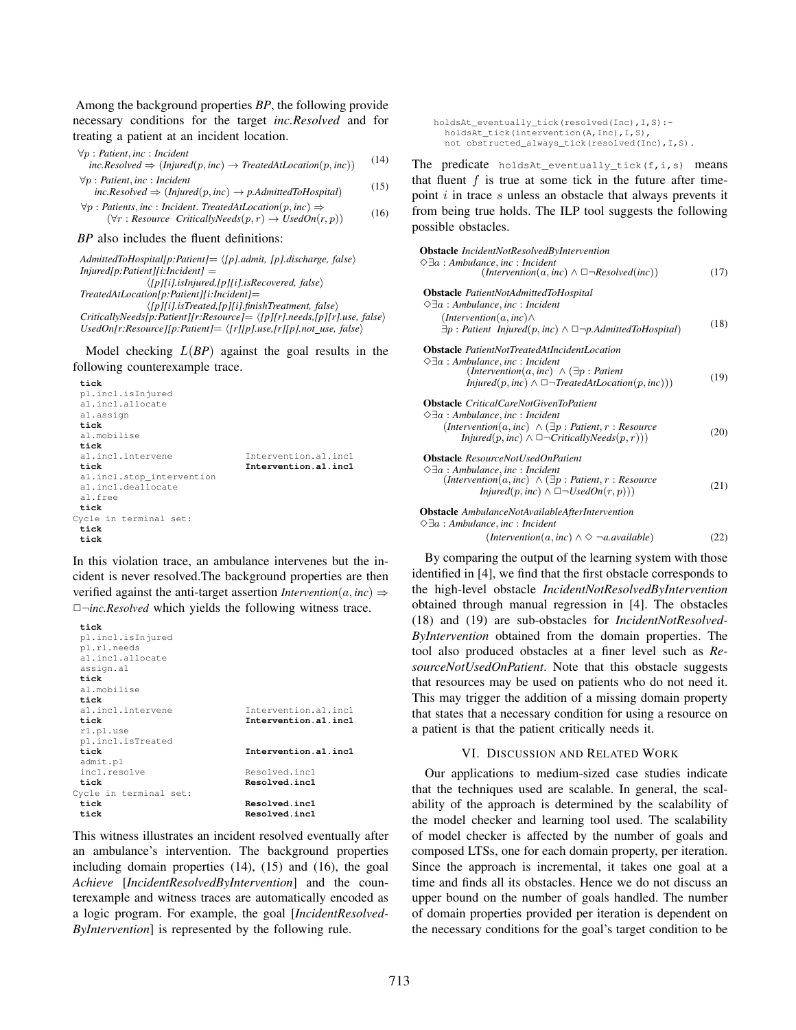Among the background properties *BP*, the following provide necessary conditions for the target *inc.Resolved* and for treating a patient at an incident location.

$$\forall p : Patient, inc : Incident \quad inc.Resolved \Rightarrow (Injured(p, inc) \rightarrow TreatedAtLocation(p, inc)) \tag{14}$$

$$\forall p : Patient, inc : Incident \quad inc.Resolved \Rightarrow (Injured(p, inc) \rightarrow p.AdmittedToHospital) \tag{15}$$

$$\forall p : Patients, inc : Incident.\ TreatedAtLocation(p, inc) \Rightarrow (\forall r : Resource\ \ CriticallyNeeds(p, r) \rightarrow UsedOn(r, p)) \tag{16}$$

*BP* also includes the fluent definitions:

*AdmittedToHospital[p:Patient]*= ⟨*[p].admit, [p].discharge, false*⟩
*Injured[p:Patient][i:Incident]* = ⟨*[p][i].isInjured,[p][i].isRecovered, false*⟩
*TreatedAtLocation[p:Patient][i:Incident]*= ⟨*[p][i].isTreated,[p][i].finishTreatment, false*⟩
*CriticallyNeeds[p:Patient][r:Resource]*= ⟨*[p][r].needs,[p][r].use, false*⟩
*UsedOn[r:Resource][p:Patient]*= ⟨*[r][p].use,[r][p].not_use, false*⟩

Model checking $L(BP)$ against the goal results in the following counterexample trace.

```
tick
p1.inc1.isInjured
a1.inc1.allocate
a1.assign
tick
a1.mobilise
tick
a1.inc1.intervene                 Intervention.a1.inc1
tick                              Intervention.a1.inc1
a1.inc1.stop_intervention
a1.inc1.deallocate
a1.free
tick
Cycle in terminal set:
tick
tick
```

In this violation trace, an ambulance intervenes but the incident is never resolved.The background properties are then verified against the anti-target assertion $Intervention(a, inc) \Rightarrow \Box\neg inc.Resolved$ which yields the following witness trace.

```
tick
p1.inc1.isInjured
p1.r1.needs
a1.inc1.allocate
assign.a1
tick
a1.mobilise
tick
a1.inc1.intervene                 Intervention.a1.inc1
tick                              Intervention.a1.inc1
r1.p1.use
p1.inc1.isTreated
tick                              Intervention.a1.inc1
admit.p1
inc1.resolve                      Resolved.inc1
tick                              Resolved.inc1
Cycle in terminal set:
tick                              Resolved.inc1
tick                              Resolved.inc1
```

This witness illustrates an incident resolved eventually after an ambulance's intervention. The background properties including domain properties (14), (15) and (16), the goal *Achieve* [*IncidentResolvedByIntervention*] and the counterexample and witness traces are automatically encoded as a logic program. For example, the goal [*IncidentResolvedByIntervention*] is represented by the following rule.

```
holdsAt_eventually_tick(resolved(Inc),I,S):-
  holdsAt_tick(intervention(A,Inc),I,S),
  not obstructed_always_tick(resolved(Inc),I,S).
```

The predicate `holdsAt_eventually_tick(f,i,s)` means that fluent $f$ is true at some tick in the future after timepoint $i$ in trace $s$ unless an obstacle that always prevents it from being true holds. The ILP tool suggests the following possible obstacles.

**Obstacle** *IncidentNotResolvedByIntervention*

$$\Diamond\exists a : Ambulance, inc : Incident \quad (Intervention(a, inc) \wedge \Box\neg Resolved(inc)) \tag{17}$$

**Obstacle** *PatientNotAdmittedToHospital*

$$\Diamond\exists a : Ambulance, inc : Incident \quad (Intervention(a, inc) \wedge \exists p : Patient\ \ Injured(p, inc) \wedge \Box\neg p.AdmittedToHospital) \tag{18}$$

**Obstacle** *PatientNotTreatedAtIncidentLocation*

$$\Diamond\exists a : Ambulance, inc : Incident \quad (Intervention(a, inc) \ \wedge (\exists p : Patient\ \ Injured(p, inc) \wedge \Box\neg TreatedAtLocation(p, inc))) \tag{19}$$

**Obstacle** *CriticalCareNotGivenToPatient*

$$\Diamond\exists a : Ambulance, inc : Incident \quad (Intervention(a, inc) \ \wedge (\exists p : Patient, r : Resource\ \ Injured(p, inc) \wedge \Box\neg CriticallyNeeds(p, r))) \tag{20}$$

**Obstacle** *ResourceNotUsedOnPatient*

$$\Diamond\exists a : Ambulance, inc : Incident \quad (Intervention(a, inc) \ \wedge (\exists p : Patient, r : Resource\ \ Injured(p, inc) \wedge \Box\neg UsedOn(r, p))) \tag{21}$$

**Obstacle** *AmbulanceNotAvailableAfterIntervention*

$$\Diamond\exists a : Ambulance, inc : Incident \quad (Intervention(a, inc) \wedge \Diamond\ \neg a.available) \tag{22}$$

By comparing the output of the learning system with those identified in [4], we find that the first obstacle corresponds to the high-level obstacle *IncidentNotResolvedByIntervention* obtained through manual regression in [4]. The obstacles (18) and (19) are sub-obstacles for *IncidentNotResolvedByIntervention* obtained from the domain properties. The tool also produced obstacles at a finer level such as *ResourceNotUsedOnPatient*. Note that this obstacle suggests that resources may be used on patients who do not need it. This may trigger the addition of a missing domain property that states that a necessary condition for using a resource on a patient is that the patient critically needs it.

## VI. Discussion and Related Work

Our applications to medium-sized case studies indicate that the techniques used are scalable. In general, the scalability of the approach is determined by the scalability of the model checker and learning tool used. The scalability of model checker is affected by the number of goals and composed LTSs, one for each domain property, per iteration. Since the approach is incremental, it takes one goal at a time and finds all its obstacles. Hence we do not discuss an upper bound on the number of goals handled. The number of domain properties provided per iteration is dependent on the necessary conditions for the goal's target condition to be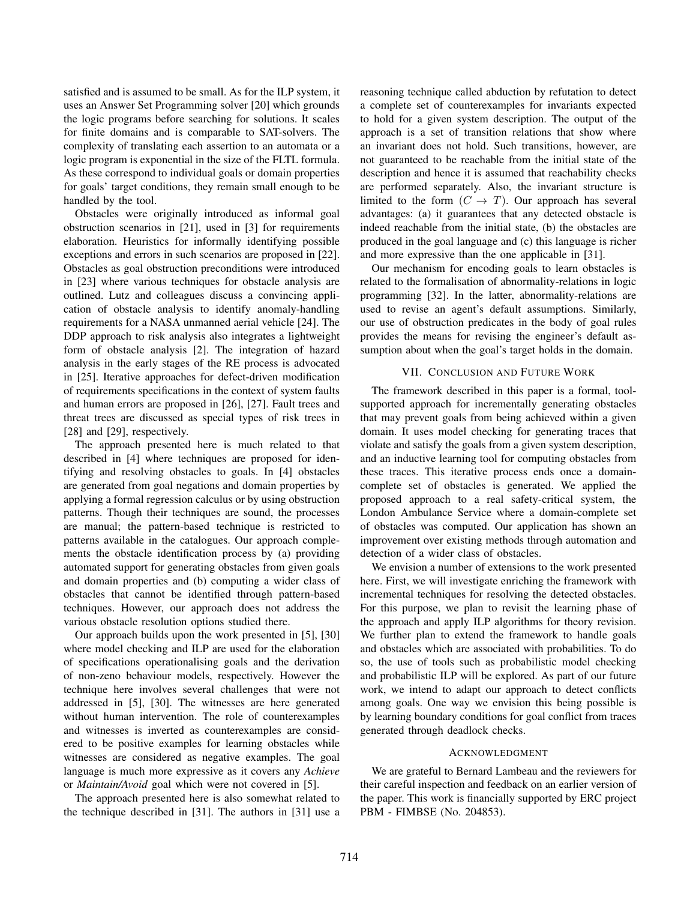satisfied and is assumed to be small. As for the ILP system, it uses an Answer Set Programming solver [20] which grounds the logic programs before searching for solutions. It scales for finite domains and is comparable to SAT-solvers. The complexity of translating each assertion to an automata or a logic program is exponential in the size of the FLTL formula. As these correspond to individual goals or domain properties for goals' target conditions, they remain small enough to be handled by the tool.

Obstacles were originally introduced as informal goal obstruction scenarios in [21], used in [3] for requirements elaboration. Heuristics for informally identifying possible exceptions and errors in such scenarios are proposed in [22]. Obstacles as goal obstruction preconditions were introduced in [23] where various techniques for obstacle analysis are outlined. Lutz and colleagues discuss a convincing application of obstacle analysis to identify anomaly-handling requirements for a NASA unmanned aerial vehicle [24]. The DDP approach to risk analysis also integrates a lightweight form of obstacle analysis [2]. The integration of hazard analysis in the early stages of the RE process is advocated in [25]. Iterative approaches for defect-driven modification of requirements specifications in the context of system faults and human errors are proposed in [26], [27]. Fault trees and threat trees are discussed as special types of risk trees in [28] and [29], respectively.

The approach presented here is much related to that described in [4] where techniques are proposed for identifying and resolving obstacles to goals. In [4] obstacles are generated from goal negations and domain properties by applying a formal regression calculus or by using obstruction patterns. Though their techniques are sound, the processes are manual; the pattern-based technique is restricted to patterns available in the catalogues. Our approach complements the obstacle identification process by (a) providing automated support for generating obstacles from given goals and domain properties and (b) computing a wider class of obstacles that cannot be identified through pattern-based techniques. However, our approach does not address the various obstacle resolution options studied there.

Our approach builds upon the work presented in [5], [30] where model checking and ILP are used for the elaboration of specifications operationalising goals and the derivation of non-zeno behaviour models, respectively. However the technique here involves several challenges that were not addressed in [5], [30]. The witnesses are here generated without human intervention. The role of counterexamples and witnesses is inverted as counterexamples are considered to be positive examples for learning obstacles while witnesses are considered as negative examples. The goal language is much more expressive as it covers any *Achieve* or *Maintain/Avoid* goal which were not covered in [5].

The approach presented here is also somewhat related to the technique described in [31]. The authors in [31] use a reasoning technique called abduction by refutation to detect a complete set of counterexamples for invariants expected to hold for a given system description. The output of the approach is a set of transition relations that show where an invariant does not hold. Such transitions, however, are not guaranteed to be reachable from the initial state of the description and hence it is assumed that reachability checks are performed separately. Also, the invariant structure is limited to the form $(C \rightarrow T)$. Our approach has several advantages: (a) it guarantees that any detected obstacle is indeed reachable from the initial state, (b) the obstacles are produced in the goal language and (c) this language is richer and more expressive than the one applicable in [31].

Our mechanism for encoding goals to learn obstacles is related to the formalisation of abnormality-relations in logic programming [32]. In the latter, abnormality-relations are used to revise an agent's default assumptions. Similarly, our use of obstruction predicates in the body of goal rules provides the means for revising the engineer's default assumption about when the goal's target holds in the domain.

## VII. Conclusion and Future Work

The framework described in this paper is a formal, tool-supported approach for incrementally generating obstacles that may prevent goals from being achieved within a given domain. It uses model checking for generating traces that violate and satisfy the goals from a given system description, and an inductive learning tool for computing obstacles from these traces. This iterative process ends once a domain-complete set of obstacles is generated. We applied the proposed approach to a real safety-critical system, the London Ambulance Service where a domain-complete set of obstacles was computed. Our application has shown an improvement over existing methods through automation and detection of a wider class of obstacles.

We envision a number of extensions to the work presented here. First, we will investigate enriching the framework with incremental techniques for resolving the detected obstacles. For this purpose, we plan to revisit the learning phase of the approach and apply ILP algorithms for theory revision. We further plan to extend the framework to handle goals and obstacles which are associated with probabilities. To do so, the use of tools such as probabilistic model checking and probabilistic ILP will be explored. As part of our future work, we intend to adapt our approach to detect conflicts among goals. One way we envision this being possible is by learning boundary conditions for goal conflict from traces generated through deadlock checks.

## Acknowledgment

We are grateful to Bernard Lambeau and the reviewers for their careful inspection and feedback on an earlier version of the paper. This work is financially supported by ERC project PBM - FIMBSE (No. 204853).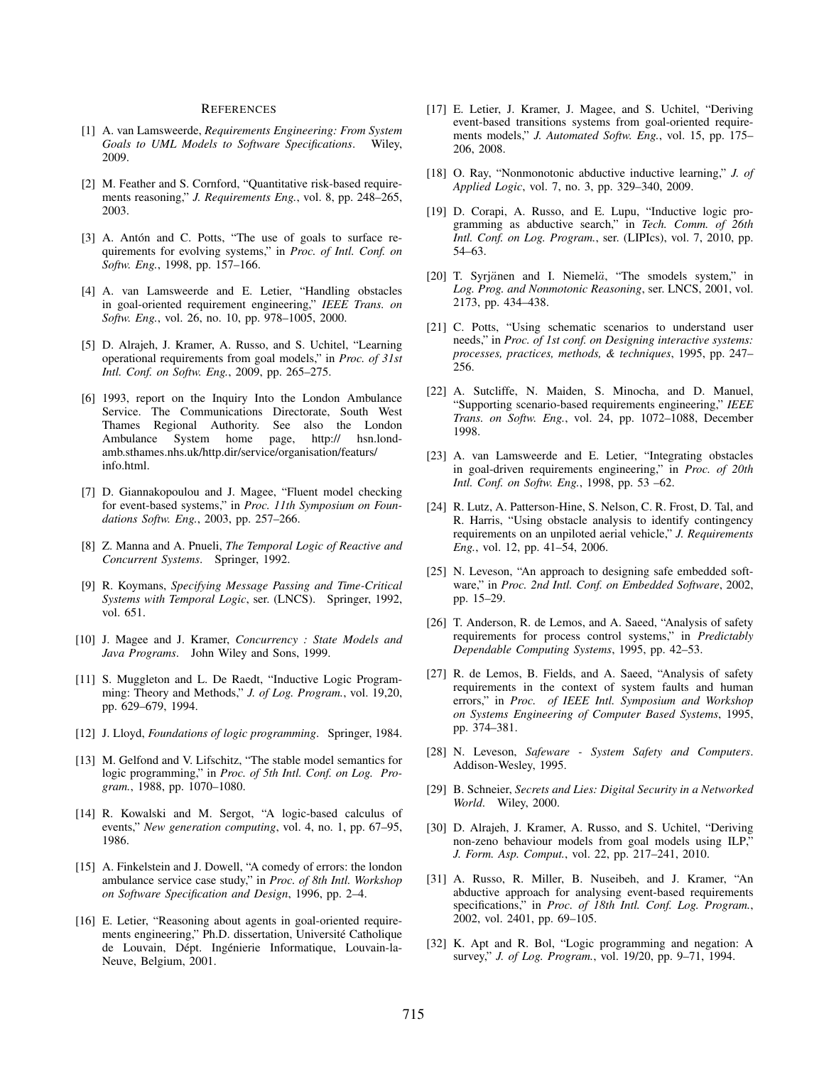## REFERENCES

[1] A. van Lamsweerde, *Requirements Engineering: From System Goals to UML Models to Software Specifications*. Wiley, 2009.

[2] M. Feather and S. Cornford, "Quantitative risk-based requirements reasoning," *J. Requirements Eng.*, vol. 8, pp. 248–265, 2003.

[3] A. Antón and C. Potts, "The use of goals to surface requirements for evolving systems," in *Proc. of Intl. Conf. on Softw. Eng.*, 1998, pp. 157–166.

[4] A. van Lamsweerde and E. Letier, "Handling obstacles in goal-oriented requirement engineering," *IEEE Trans. on Softw. Eng.*, vol. 26, no. 10, pp. 978–1005, 2000.

[5] D. Alrajeh, J. Kramer, A. Russo, and S. Uchitel, "Learning operational requirements from goal models," in *Proc. of 31st Intl. Conf. on Softw. Eng.*, 2009, pp. 265–275.

[6] 1993, report on the Inquiry Into the London Ambulance Service. The Communications Directorate, South West Thames Regional Authority. See also the London Ambulance System home page, http:// hsn.lond-amb.sthames.nhs.uk/http.dir/service/organisation/featurs/ info.html.

[7] D. Giannakopoulou and J. Magee, "Fluent model checking for event-based systems," in *Proc. 11th Symposium on Foundations Softw. Eng.*, 2003, pp. 257–266.

[8] Z. Manna and A. Pnueli, *The Temporal Logic of Reactive and Concurrent Systems*. Springer, 1992.

[9] R. Koymans, *Specifying Message Passing and Time-Critical Systems with Temporal Logic*, ser. (LNCS). Springer, 1992, vol. 651.

[10] J. Magee and J. Kramer, *Concurrency : State Models and Java Programs*. John Wiley and Sons, 1999.

[11] S. Muggleton and L. De Raedt, "Inductive Logic Programming: Theory and Methods," *J. of Log. Program.*, vol. 19,20, pp. 629–679, 1994.

[12] J. Lloyd, *Foundations of logic programming*. Springer, 1984.

[13] M. Gelfond and V. Lifschitz, "The stable model semantics for logic programming," in *Proc. of 5th Intl. Conf. on Log. Program.*, 1988, pp. 1070–1080.

[14] R. Kowalski and M. Sergot, "A logic-based calculus of events," *New generation computing*, vol. 4, no. 1, pp. 67–95, 1986.

[15] A. Finkelstein and J. Dowell, "A comedy of errors: the london ambulance service case study," in *Proc. of 8th Intl. Workshop on Software Specification and Design*, 1996, pp. 2–4.

[16] E. Letier, "Reasoning about agents in goal-oriented requirements engineering," Ph.D. dissertation, Université Catholique de Louvain, Dépt. Ingénierie Informatique, Louvain-la-Neuve, Belgium, 2001.

[17] E. Letier, J. Kramer, J. Magee, and S. Uchitel, "Deriving event-based transitions systems from goal-oriented requirements models," *J. Automated Softw. Eng.*, vol. 15, pp. 175–206, 2008.

[18] O. Ray, "Nonmonotonic abductive inductive learning," *J. of Applied Logic*, vol. 7, no. 3, pp. 329–340, 2009.

[19] D. Corapi, A. Russo, and E. Lupu, "Inductive logic programming as abductive search," in *Tech. Comm. of 26th Intl. Conf. on Log. Program.*, ser. (LIPIcs), vol. 7, 2010, pp. 54–63.

[20] T. Syrjänen and I. Niemelä, "The smodels system," in *Log. Prog. and Nonmotonic Reasoning*, ser. LNCS, 2001, vol. 2173, pp. 434–438.

[21] C. Potts, "Using schematic scenarios to understand user needs," in *Proc. of 1st conf. on Designing interactive systems: processes, practices, methods, & techniques*, 1995, pp. 247–256.

[22] A. Sutcliffe, N. Maiden, S. Minocha, and D. Manuel, "Supporting scenario-based requirements engineering," *IEEE Trans. on Softw. Eng.*, vol. 24, pp. 1072–1088, December 1998.

[23] A. van Lamsweerde and E. Letier, "Integrating obstacles in goal-driven requirements engineering," in *Proc. of 20th Intl. Conf. on Softw. Eng.*, 1998, pp. 53 –62.

[24] R. Lutz, A. Patterson-Hine, S. Nelson, C. R. Frost, D. Tal, and R. Harris, "Using obstacle analysis to identify contingency requirements on an unpiloted aerial vehicle," *J. Requirements Eng.*, vol. 12, pp. 41–54, 2006.

[25] N. Leveson, "An approach to designing safe embedded software," in *Proc. 2nd Intl. Conf. on Embedded Software*, 2002, pp. 15–29.

[26] T. Anderson, R. de Lemos, and A. Saeed, "Analysis of safety requirements for process control systems," in *Predictably Dependable Computing Systems*, 1995, pp. 42–53.

[27] R. de Lemos, B. Fields, and A. Saeed, "Analysis of safety requirements in the context of system faults and human errors," in *Proc. of IEEE Intl. Symposium and Workshop on Systems Engineering of Computer Based Systems*, 1995, pp. 374–381.

[28] N. Leveson, *Safeware - System Safety and Computers*. Addison-Wesley, 1995.

[29] B. Schneier, *Secrets and Lies: Digital Security in a Networked World*. Wiley, 2000.

[30] D. Alrajeh, J. Kramer, A. Russo, and S. Uchitel, "Deriving non-zeno behaviour models from goal models using ILP," *J. Form. Asp. Comput.*, vol. 22, pp. 217–241, 2010.

[31] A. Russo, R. Miller, B. Nuseibeh, and J. Kramer, "An abductive approach for analysing event-based requirements specifications," in *Proc. of 18th Intl. Conf. Log. Program.*, 2002, vol. 2401, pp. 69–105.

[32] K. Apt and R. Bol, "Logic programming and negation: A survey," *J. of Log. Program.*, vol. 19/20, pp. 9–71, 1994.